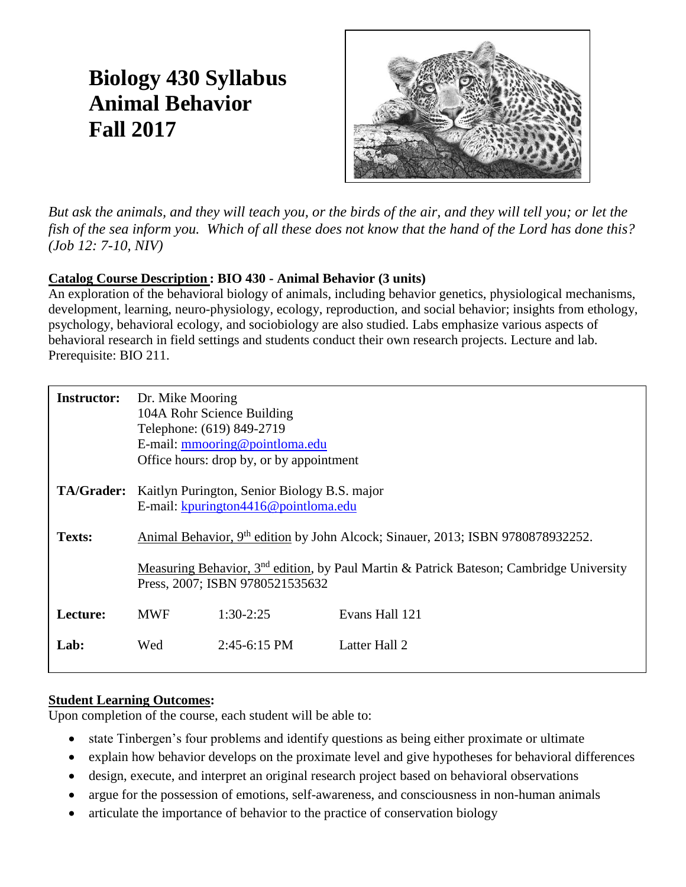# Biology 430 Syllabus
# Animal Behavior
# Fall 2017

*But ask the animals, and they will teach you, or the birds of the air, and they will tell you; or let the fish of the sea inform you. Which of all these does not know that the hand of the Lord has done this? (Job 12: 7-10, NIV)*

**Catalog Course Description: BIO 430 - Animal Behavior (3 units)**
An exploration of the behavioral biology of animals, including behavior genetics, physiological mechanisms, development, learning, neuro-physiology, ecology, reproduction, and social behavior; insights from ethology, psychology, behavioral ecology, and sociobiology are also studied. Labs emphasize various aspects of behavioral research in field settings and students conduct their own research projects. Lecture and lab. Prerequisite: BIO 211.

| | | | |
|---|---|---|---|
| **Instructor:** | Dr. Mike Mooring<br>104A Rohr Science Building<br>Telephone: (619) 849-2719<br>E-mail: mmooring@pointloma.edu<br>Office hours: drop by, or by appointment | | |
| **TA/Grader:** | Kaitlyn Purington, Senior Biology B.S. major<br>E-mail: kpurington4416@pointloma.edu | | |
| **Texts:** | Animal Behavior, 9th edition by John Alcock; Sinauer, 2013; ISBN 9780878932252.<br><br>Measuring Behavior, 3rd edition, by Paul Martin & Patrick Bateson; Cambridge University Press, 2007; ISBN 9780521535632 | | |
| **Lecture:** | MWF | 1:30-2:25 | Evans Hall 121 |
| **Lab:** | Wed | 2:45-6:15 PM | Latter Hall 2 |

**Student Learning Outcomes:**
Upon completion of the course, each student will be able to:

- state Tinbergen's four problems and identify questions as being either proximate or ultimate
- explain how behavior develops on the proximate level and give hypotheses for behavioral differences
- design, execute, and interpret an original research project based on behavioral observations
- argue for the possession of emotions, self-awareness, and consciousness in non-human animals
- articulate the importance of behavior to the practice of conservation biology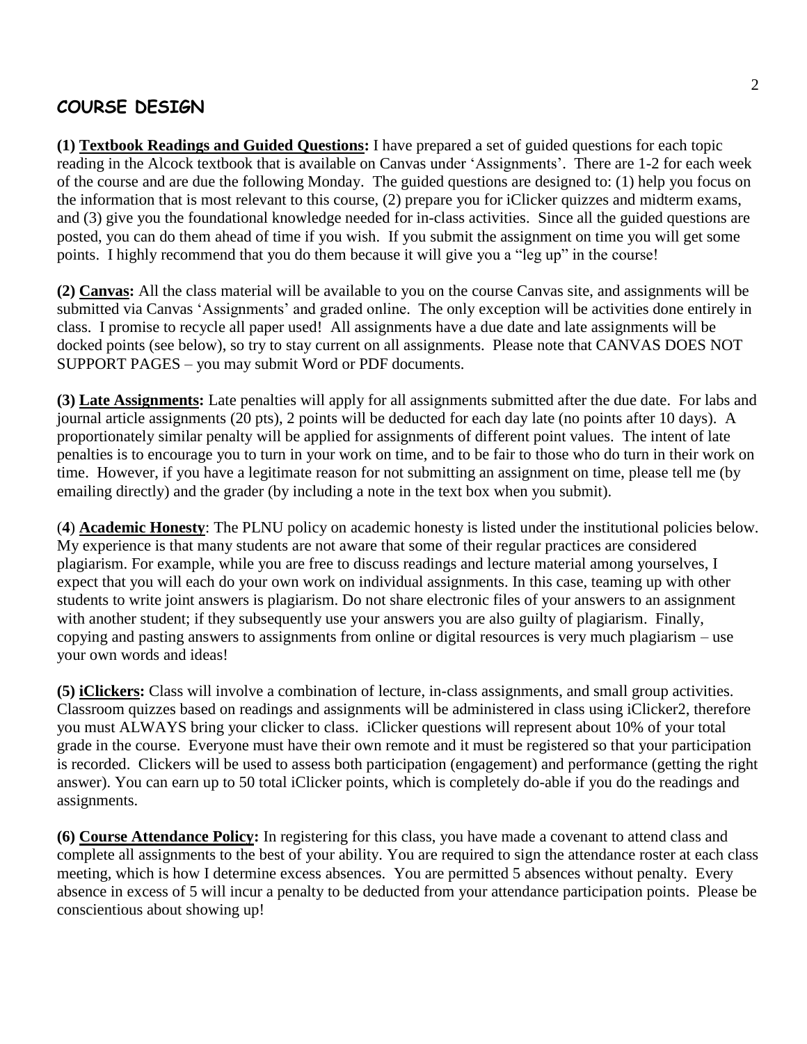## COURSE DESIGN

**(1) Textbook Readings and Guided Questions:** I have prepared a set of guided questions for each topic reading in the Alcock textbook that is available on Canvas under 'Assignments'. There are 1-2 for each week of the course and are due the following Monday. The guided questions are designed to: (1) help you focus on the information that is most relevant to this course, (2) prepare you for iClicker quizzes and midterm exams, and (3) give you the foundational knowledge needed for in-class activities. Since all the guided questions are posted, you can do them ahead of time if you wish. If you submit the assignment on time you will get some points. I highly recommend that you do them because it will give you a "leg up" in the course!

**(2) Canvas:** All the class material will be available to you on the course Canvas site, and assignments will be submitted via Canvas 'Assignments' and graded online. The only exception will be activities done entirely in class. I promise to recycle all paper used! All assignments have a due date and late assignments will be docked points (see below), so try to stay current on all assignments. Please note that CANVAS DOES NOT SUPPORT PAGES – you may submit Word or PDF documents.

**(3) Late Assignments:** Late penalties will apply for all assignments submitted after the due date. For labs and journal article assignments (20 pts), 2 points will be deducted for each day late (no points after 10 days). A proportionately similar penalty will be applied for assignments of different point values. The intent of late penalties is to encourage you to turn in your work on time, and to be fair to those who do turn in their work on time. However, if you have a legitimate reason for not submitting an assignment on time, please tell me (by emailing directly) and the grader (by including a note in the text box when you submit).

(**4**) **Academic Honesty**: The PLNU policy on academic honesty is listed under the institutional policies below. My experience is that many students are not aware that some of their regular practices are considered plagiarism. For example, while you are free to discuss readings and lecture material among yourselves, I expect that you will each do your own work on individual assignments. In this case, teaming up with other students to write joint answers is plagiarism. Do not share electronic files of your answers to an assignment with another student; if they subsequently use your answers you are also guilty of plagiarism. Finally, copying and pasting answers to assignments from online or digital resources is very much plagiarism – use your own words and ideas!

**(5) iClickers:** Class will involve a combination of lecture, in-class assignments, and small group activities. Classroom quizzes based on readings and assignments will be administered in class using iClicker2, therefore you must ALWAYS bring your clicker to class. iClicker questions will represent about 10% of your total grade in the course. Everyone must have their own remote and it must be registered so that your participation is recorded. Clickers will be used to assess both participation (engagement) and performance (getting the right answer). You can earn up to 50 total iClicker points, which is completely do-able if you do the readings and assignments.

**(6) Course Attendance Policy:** In registering for this class, you have made a covenant to attend class and complete all assignments to the best of your ability. You are required to sign the attendance roster at each class meeting, which is how I determine excess absences. You are permitted 5 absences without penalty. Every absence in excess of 5 will incur a penalty to be deducted from your attendance participation points. Please be conscientious about showing up!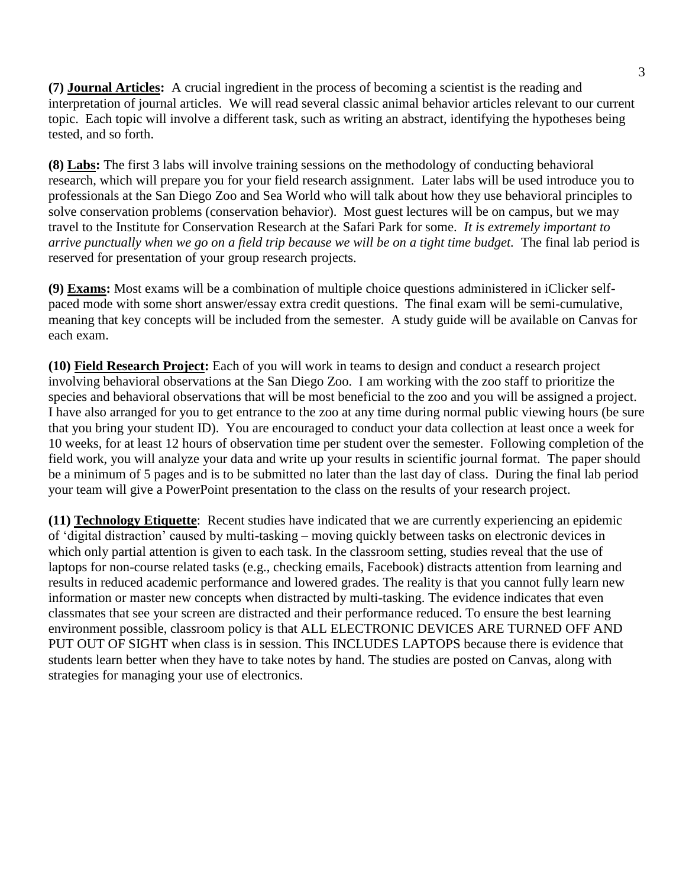**(7) Journal Articles:** A crucial ingredient in the process of becoming a scientist is the reading and interpretation of journal articles. We will read several classic animal behavior articles relevant to our current topic. Each topic will involve a different task, such as writing an abstract, identifying the hypotheses being tested, and so forth.

**(8) Labs:** The first 3 labs will involve training sessions on the methodology of conducting behavioral research, which will prepare you for your field research assignment. Later labs will be used introduce you to professionals at the San Diego Zoo and Sea World who will talk about how they use behavioral principles to solve conservation problems (conservation behavior). Most guest lectures will be on campus, but we may travel to the Institute for Conservation Research at the Safari Park for some. *It is extremely important to arrive punctually when we go on a field trip because we will be on a tight time budget.* The final lab period is reserved for presentation of your group research projects.

**(9) Exams:** Most exams will be a combination of multiple choice questions administered in iClicker self-paced mode with some short answer/essay extra credit questions. The final exam will be semi-cumulative, meaning that key concepts will be included from the semester. A study guide will be available on Canvas for each exam.

**(10) Field Research Project:** Each of you will work in teams to design and conduct a research project involving behavioral observations at the San Diego Zoo. I am working with the zoo staff to prioritize the species and behavioral observations that will be most beneficial to the zoo and you will be assigned a project. I have also arranged for you to get entrance to the zoo at any time during normal public viewing hours (be sure that you bring your student ID). You are encouraged to conduct your data collection at least once a week for 10 weeks, for at least 12 hours of observation time per student over the semester. Following completion of the field work, you will analyze your data and write up your results in scientific journal format. The paper should be a minimum of 5 pages and is to be submitted no later than the last day of class. During the final lab period your team will give a PowerPoint presentation to the class on the results of your research project.

**(11) Technology Etiquette**: Recent studies have indicated that we are currently experiencing an epidemic of 'digital distraction' caused by multi-tasking – moving quickly between tasks on electronic devices in which only partial attention is given to each task. In the classroom setting, studies reveal that the use of laptops for non-course related tasks (e.g., checking emails, Facebook) distracts attention from learning and results in reduced academic performance and lowered grades. The reality is that you cannot fully learn new information or master new concepts when distracted by multi-tasking. The evidence indicates that even classmates that see your screen are distracted and their performance reduced. To ensure the best learning environment possible, classroom policy is that ALL ELECTRONIC DEVICES ARE TURNED OFF AND PUT OUT OF SIGHT when class is in session. This INCLUDES LAPTOPS because there is evidence that students learn better when they have to take notes by hand. The studies are posted on Canvas, along with strategies for managing your use of electronics.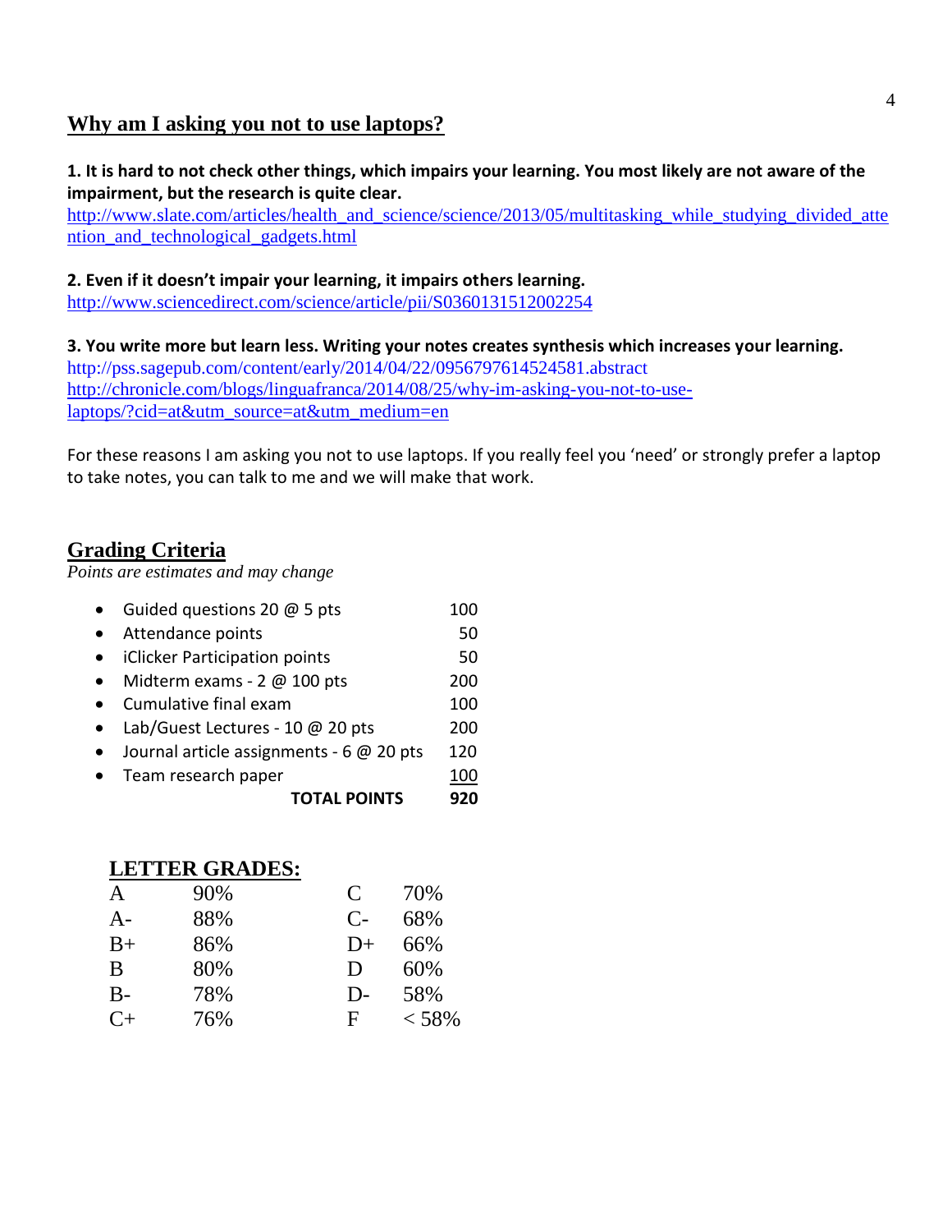## Why am I asking you not to use laptops?

**1. It is hard to not check other things, which impairs your learning. You most likely are not aware of the impairment, but the research is quite clear.**
http://www.slate.com/articles/health_and_science/science/2013/05/multitasking_while_studying_divided_attention_and_technological_gadgets.html

**2. Even if it doesn't impair your learning, it impairs others learning.**
http://www.sciencedirect.com/science/article/pii/S0360131512002254

**3. You write more but learn less. Writing your notes creates synthesis which increases your learning.**
http://pss.sagepub.com/content/early/2014/04/22/0956797614524581.abstract
http://chronicle.com/blogs/linguafranca/2014/08/25/why-im-asking-you-not-to-use-laptops/?cid=at&utm_source=at&utm_medium=en

For these reasons I am asking you not to use laptops. If you really feel you 'need' or strongly prefer a laptop to take notes, you can talk to me and we will make that work.

## Grading Criteria

*Points are estimates and may change*

| Item | Points |
|---|---|
| • Guided questions 20 @ 5 pts | 100 |
| • Attendance points | 50 |
| • iClicker Participation points | 50 |
| • Midterm exams - 2 @ 100 pts | 200 |
| • Cumulative final exam | 100 |
| • Lab/Guest Lectures - 10 @ 20 pts | 200 |
| • Journal article assignments - 6 @ 20 pts | 120 |
| • Team research paper | 100 |
| **TOTAL POINTS** | **920** |

### LETTER GRADES:

| | | | |
|---|---|---|---|
| A | 90% | C | 70% |
| A- | 88% | C- | 68% |
| B+ | 86% | D+ | 66% |
| B | 80% | D | 60% |
| B- | 78% | D- | 58% |
| C+ | 76% | F | < 58% |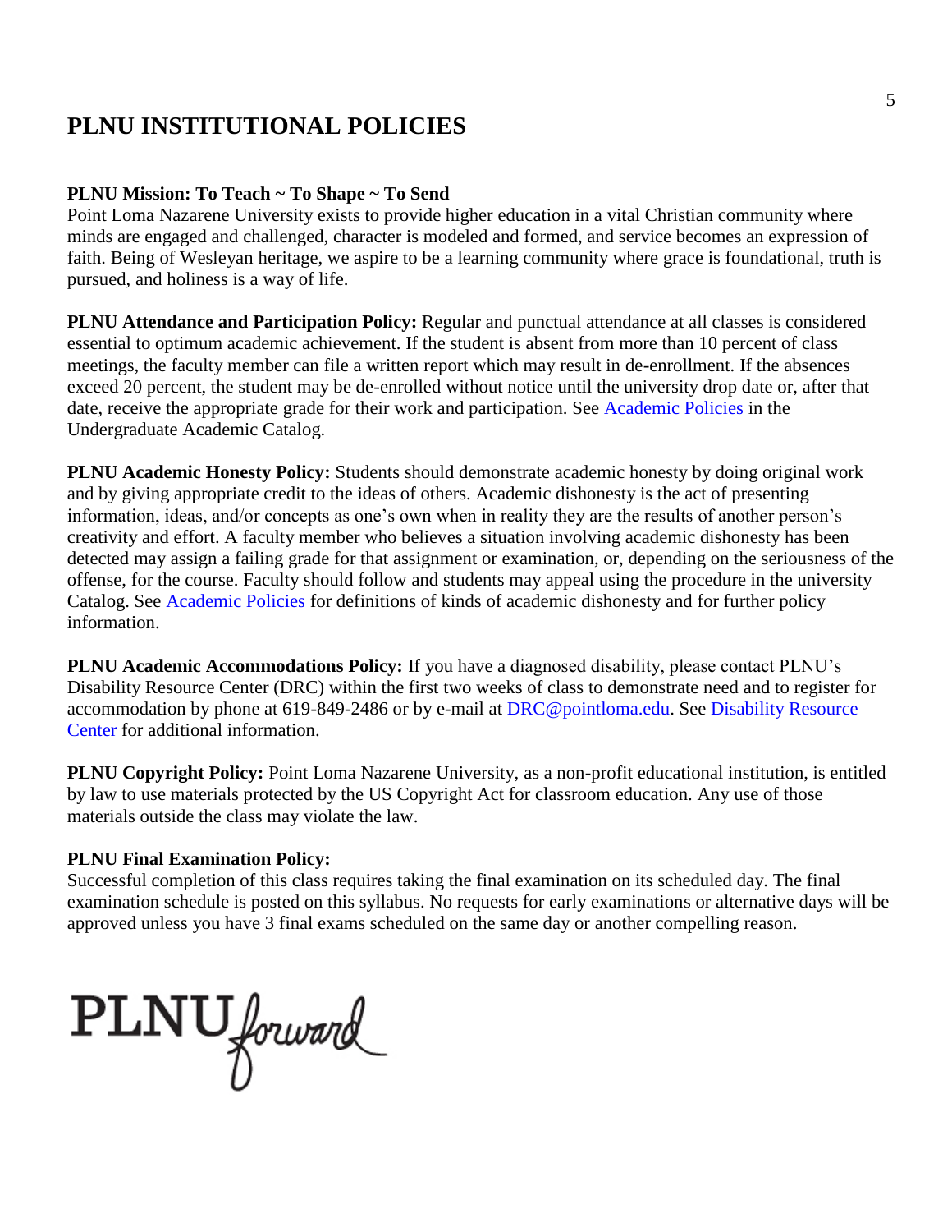# PLNU INSTITUTIONAL POLICIES

**PLNU Mission: To Teach ~ To Shape ~ To Send**
Point Loma Nazarene University exists to provide higher education in a vital Christian community where minds are engaged and challenged, character is modeled and formed, and service becomes an expression of faith. Being of Wesleyan heritage, we aspire to be a learning community where grace is foundational, truth is pursued, and holiness is a way of life.

**PLNU Attendance and Participation Policy:** Regular and punctual attendance at all classes is considered essential to optimum academic achievement. If the student is absent from more than 10 percent of class meetings, the faculty member can file a written report which may result in de-enrollment. If the absences exceed 20 percent, the student may be de-enrolled without notice until the university drop date or, after that date, receive the appropriate grade for their work and participation. See Academic Policies in the Undergraduate Academic Catalog.

**PLNU Academic Honesty Policy:** Students should demonstrate academic honesty by doing original work and by giving appropriate credit to the ideas of others. Academic dishonesty is the act of presenting information, ideas, and/or concepts as one's own when in reality they are the results of another person's creativity and effort. A faculty member who believes a situation involving academic dishonesty has been detected may assign a failing grade for that assignment or examination, or, depending on the seriousness of the offense, for the course. Faculty should follow and students may appeal using the procedure in the university Catalog. See Academic Policies for definitions of kinds of academic dishonesty and for further policy information.

**PLNU Academic Accommodations Policy:** If you have a diagnosed disability, please contact PLNU's Disability Resource Center (DRC) within the first two weeks of class to demonstrate need and to register for accommodation by phone at 619-849-2486 or by e-mail at DRC@pointloma.edu. See Disability Resource Center for additional information.

**PLNU Copyright Policy:** Point Loma Nazarene University, as a non-profit educational institution, is entitled by law to use materials protected by the US Copyright Act for classroom education. Any use of those materials outside the class may violate the law.

**PLNU Final Examination Policy:**
Successful completion of this class requires taking the final examination on its scheduled day. The final examination schedule is posted on this syllabus. No requests for early examinations or alternative days will be approved unless you have 3 final exams scheduled on the same day or another compelling reason.

PLNU forward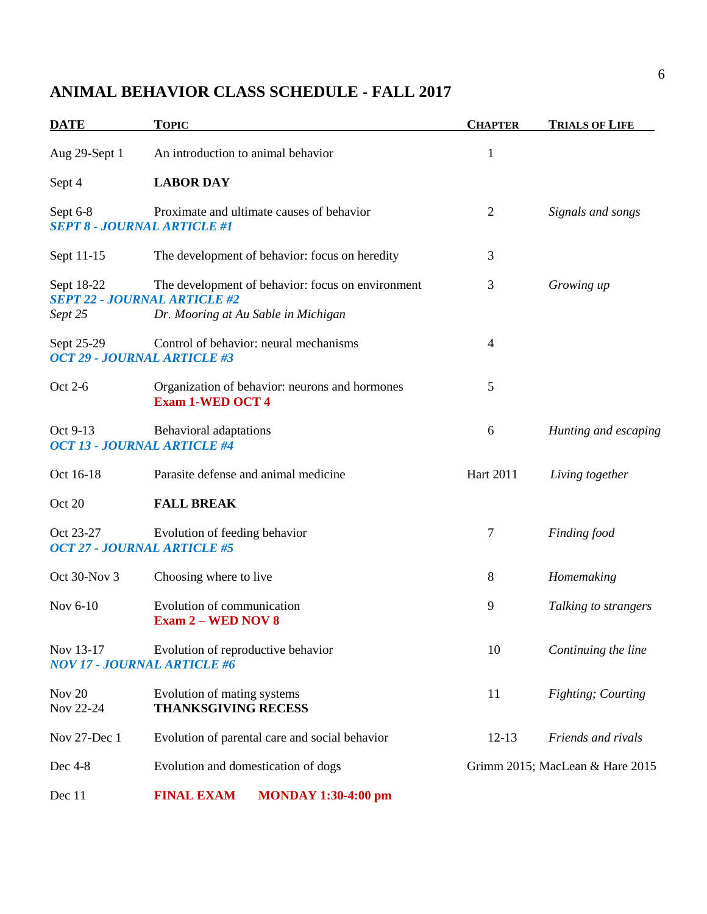# ANIMAL BEHAVIOR CLASS SCHEDULE - FALL 2017

| DATE | TOPIC | CHAPTER | TRIALS OF LIFE |
|---|---|---|---|
| Aug 29-Sept 1 | An introduction to animal behavior | 1 | |
| Sept 4 | **LABOR DAY** | | |
| Sept 6-8 | Proximate and ultimate causes of behavior | 2 | *Signals and songs* |
| ***SEPT 8 - JOURNAL ARTICLE #1*** | | | |
| Sept 11-15 | The development of behavior: focus on heredity | 3 | |
| Sept 18-22 | The development of behavior: focus on environment | 3 | *Growing up* |
| ***SEPT 22 - JOURNAL ARTICLE #2*** | | | |
| *Sept 25* | *Dr. Mooring at Au Sable in Michigan* | | |
| Sept 25-29 | Control of behavior: neural mechanisms | 4 | |
| ***OCT 29 - JOURNAL ARTICLE #3*** | | | |
| Oct 2-6 | Organization of behavior: neurons and hormones<br>**Exam 1-WED OCT 4** | 5 | |
| Oct 9-13 | Behavioral adaptations | 6 | *Hunting and escaping* |
| ***OCT 13 - JOURNAL ARTICLE #4*** | | | |
| Oct 16-18 | Parasite defense and animal medicine | Hart 2011 | *Living together* |
| Oct 20 | **FALL BREAK** | | |
| Oct 23-27 | Evolution of feeding behavior | 7 | *Finding food* |
| ***OCT 27 - JOURNAL ARTICLE #5*** | | | |
| Oct 30-Nov 3 | Choosing where to live | 8 | *Homemaking* |
| Nov 6-10 | Evolution of communication<br>**Exam 2 – WED NOV 8** | 9 | *Talking to strangers* |
| Nov 13-17 | Evolution of reproductive behavior | 10 | *Continuing the line* |
| ***NOV 17 - JOURNAL ARTICLE #6*** | | | |
| Nov 20 | Evolution of mating systems | 11 | *Fighting; Courting* |
| Nov 22-24 | **THANKSGIVING RECESS** | | |
| Nov 27-Dec 1 | Evolution of parental care and social behavior | 12-13 | *Friends and rivals* |
| Dec 4-8 | Evolution and domestication of dogs | Grimm 2015; MacLean & Hare 2015 | |
| Dec 11 | **FINAL EXAM MONDAY 1:30-4:00 pm** | | |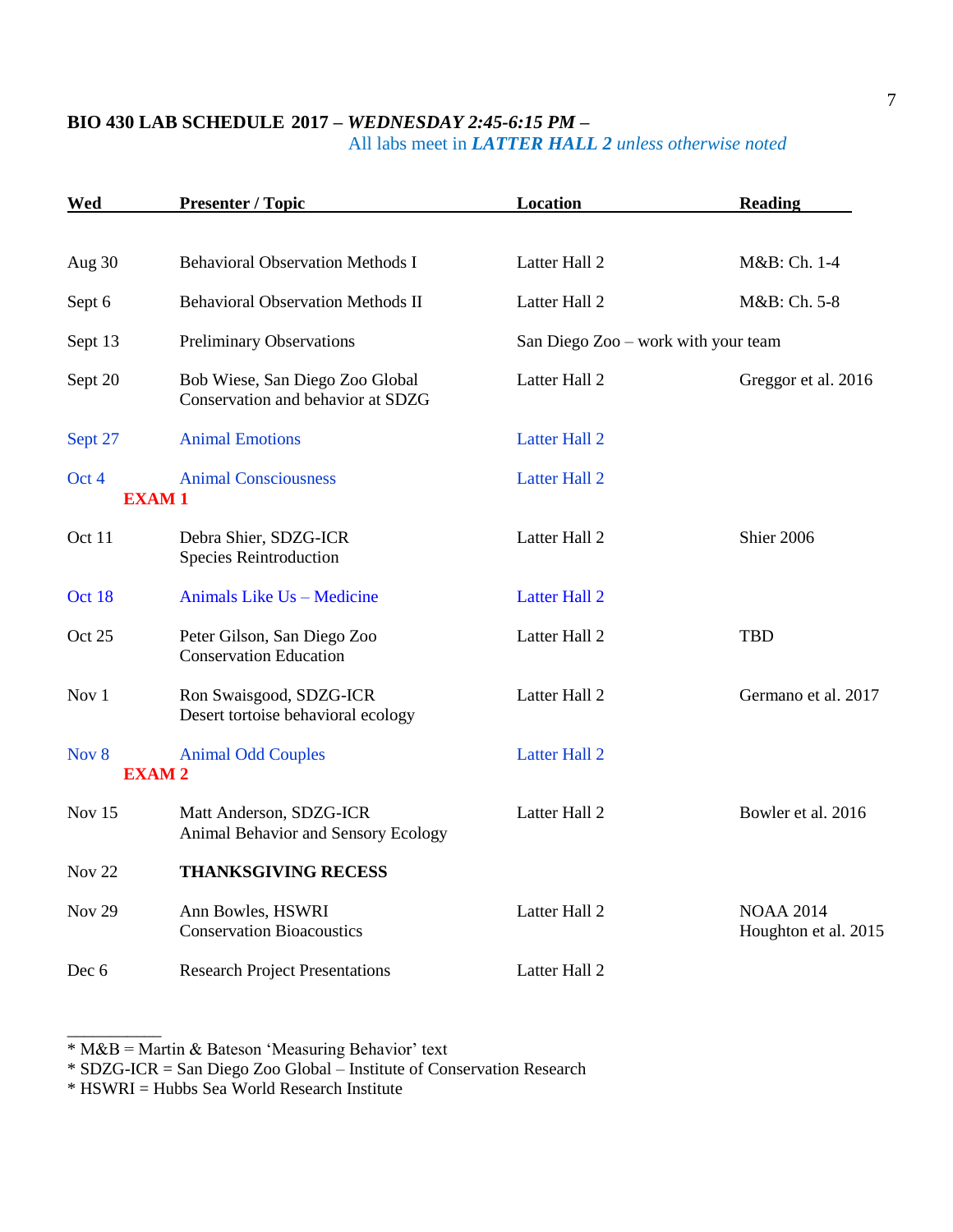**BIO 430 LAB SCHEDULE 2017 – *WEDNESDAY 2:45-6:15 PM* –**

All labs meet in ***LATTER HALL 2*** *unless otherwise noted*

| Wed | Presenter / Topic | Location | Reading |
|---|---|---|---|
| Aug 30 | Behavioral Observation Methods I | Latter Hall 2 | M&B: Ch. 1-4 |
| Sept 6 | Behavioral Observation Methods II | Latter Hall 2 | M&B: Ch. 5-8 |
| Sept 13 | Preliminary Observations | San Diego Zoo – work with your team | |
| Sept 20 | Bob Wiese, San Diego Zoo Global<br>Conservation and behavior at SDZG | Latter Hall 2 | Greggor et al. 2016 |
| Sept 27 | Animal Emotions | Latter Hall 2 | |
| Oct 4<br>**EXAM 1** | Animal Consciousness | Latter Hall 2 | |
| Oct 11 | Debra Shier, SDZG-ICR<br>Species Reintroduction | Latter Hall 2 | Shier 2006 |
| Oct 18 | Animals Like Us – Medicine | Latter Hall 2 | |
| Oct 25 | Peter Gilson, San Diego Zoo<br>Conservation Education | Latter Hall 2 | TBD |
| Nov 1 | Ron Swaisgood, SDZG-ICR<br>Desert tortoise behavioral ecology | Latter Hall 2 | Germano et al. 2017 |
| Nov 8<br>**EXAM 2** | Animal Odd Couples | Latter Hall 2 | |
| Nov 15 | Matt Anderson, SDZG-ICR<br>Animal Behavior and Sensory Ecology | Latter Hall 2 | Bowler et al. 2016 |
| Nov 22 | **THANKSGIVING RECESS** | | |
| Nov 29 | Ann Bowles, HSWRI<br>Conservation Bioacoustics | Latter Hall 2 | NOAA 2014<br>Houghton et al. 2015 |
| Dec 6 | Research Project Presentations | Latter Hall 2 | |

* M&B = Martin & Bateson 'Measuring Behavior' text
* SDZG-ICR = San Diego Zoo Global – Institute of Conservation Research
* HSWRI = Hubbs Sea World Research Institute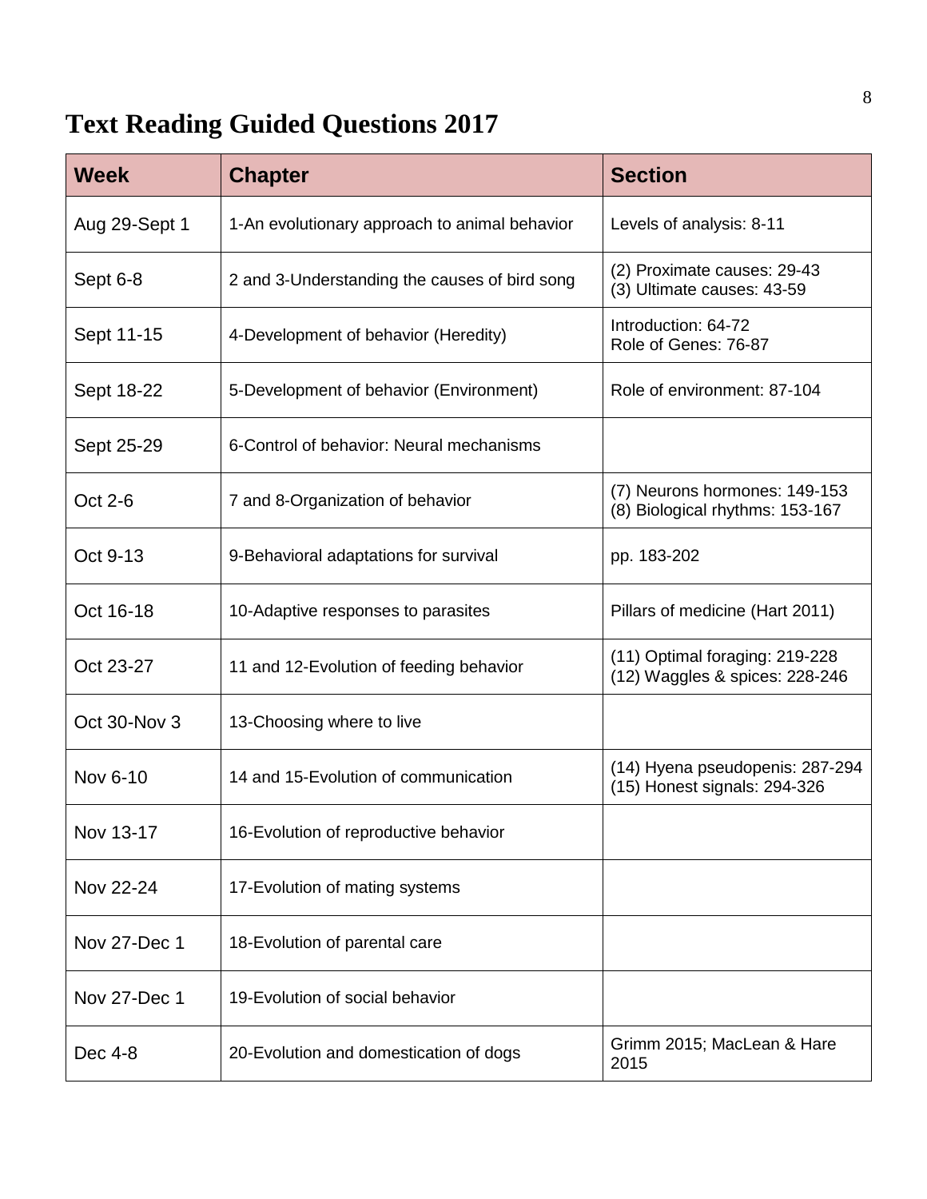# Text Reading Guided Questions 2017

| Week | Chapter | Section |
|---|---|---|
| Aug 29-Sept 1 | 1-An evolutionary approach to animal behavior | Levels of analysis: 8-11 |
| Sept 6-8 | 2 and 3-Understanding the causes of bird song | (2) Proximate causes: 29-43<br>(3) Ultimate causes: 43-59 |
| Sept 11-15 | 4-Development of behavior (Heredity) | Introduction: 64-72<br>Role of Genes: 76-87 |
| Sept 18-22 | 5-Development of behavior (Environment) | Role of environment: 87-104 |
| Sept 25-29 | 6-Control of behavior: Neural mechanisms | |
| Oct 2-6 | 7 and 8-Organization of behavior | (7) Neurons hormones: 149-153<br>(8) Biological rhythms: 153-167 |
| Oct 9-13 | 9-Behavioral adaptations for survival | pp. 183-202 |
| Oct 16-18 | 10-Adaptive responses to parasites | Pillars of medicine (Hart 2011) |
| Oct 23-27 | 11 and 12-Evolution of feeding behavior | (11) Optimal foraging: 219-228<br>(12) Waggles & spices: 228-246 |
| Oct 30-Nov 3 | 13-Choosing where to live | |
| Nov 6-10 | 14 and 15-Evolution of communication | (14) Hyena pseudopenis: 287-294<br>(15) Honest signals: 294-326 |
| Nov 13-17 | 16-Evolution of reproductive behavior | |
| Nov 22-24 | 17-Evolution of mating systems | |
| Nov 27-Dec 1 | 18-Evolution of parental care | |
| Nov 27-Dec 1 | 19-Evolution of social behavior | |
| Dec 4-8 | 20-Evolution and domestication of dogs | Grimm 2015; MacLean & Hare 2015 |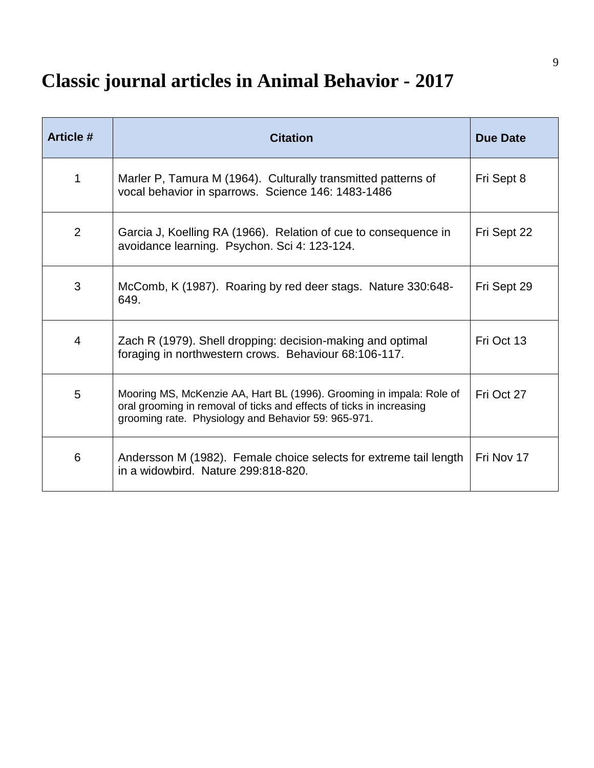# Classic journal articles in Animal Behavior - 2017

| Article # | Citation | Due Date |
|---|---|---|
| 1 | Marler P, Tamura M (1964). Culturally transmitted patterns of vocal behavior in sparrows. Science 146: 1483-1486 | Fri Sept 8 |
| 2 | Garcia J, Koelling RA (1966). Relation of cue to consequence in avoidance learning. Psychon. Sci 4: 123-124. | Fri Sept 22 |
| 3 | McComb, K (1987). Roaring by red deer stags. Nature 330:648-649. | Fri Sept 29 |
| 4 | Zach R (1979). Shell dropping: decision-making and optimal foraging in northwestern crows. Behaviour 68:106-117. | Fri Oct 13 |
| 5 | Mooring MS, McKenzie AA, Hart BL (1996). Grooming in impala: Role of oral grooming in removal of ticks and effects of ticks in increasing grooming rate. Physiology and Behavior 59: 965-971. | Fri Oct 27 |
| 6 | Andersson M (1982). Female choice selects for extreme tail length in a widowbird. Nature 299:818-820. | Fri Nov 17 |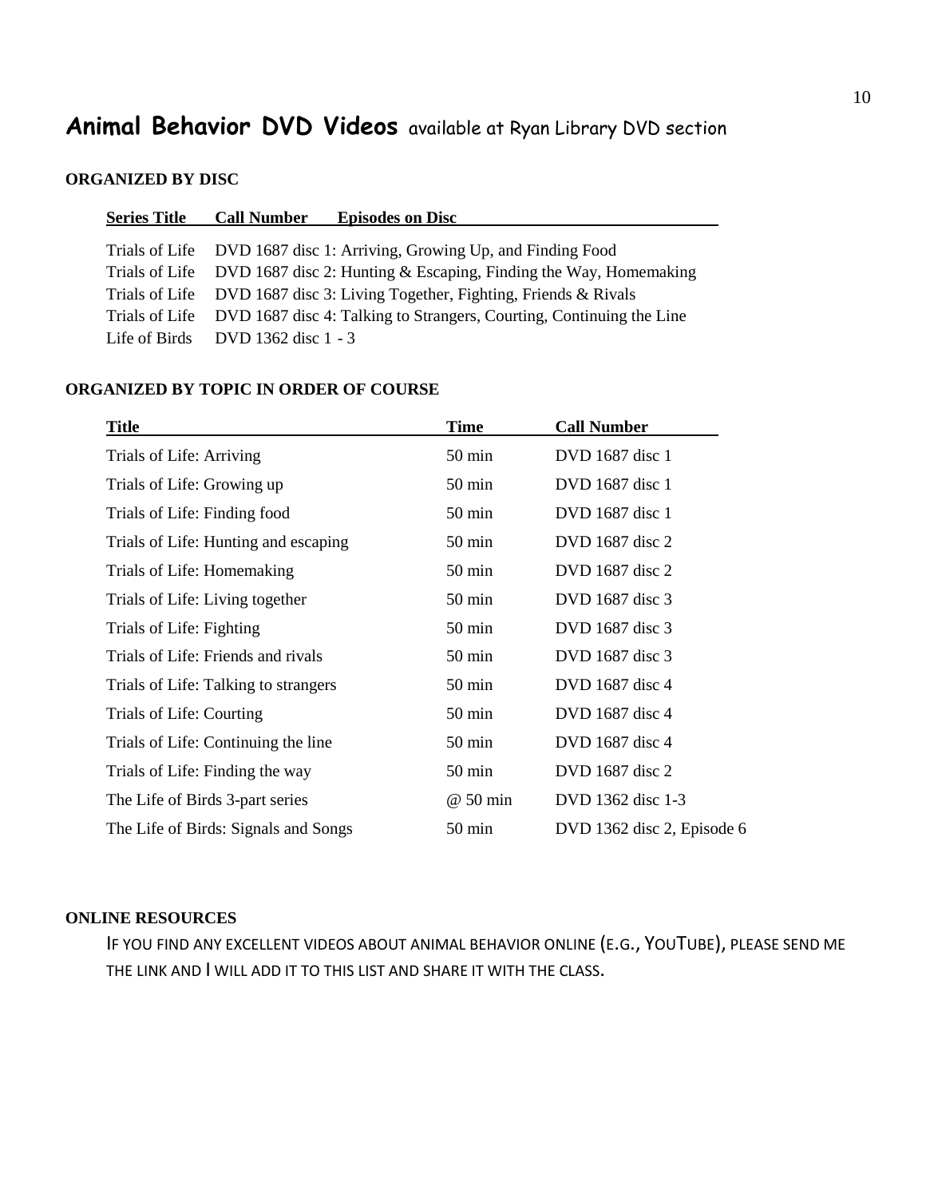# **Animal Behavior DVD Videos** available at Ryan Library DVD section

### ORGANIZED BY DISC

| Series Title | Call Number | Episodes on Disc |
|---|---|---|
| Trials of Life | DVD 1687 disc 1: | Arriving, Growing Up, and Finding Food |
| Trials of Life | DVD 1687 disc 2: | Hunting & Escaping, Finding the Way, Homemaking |
| Trials of Life | DVD 1687 disc 3: | Living Together, Fighting, Friends & Rivals |
| Trials of Life | DVD 1687 disc 4: | Talking to Strangers, Courting, Continuing the Line |
| Life of Birds | DVD 1362 disc 1 - 3 | |

### ORGANIZED BY TOPIC IN ORDER OF COURSE

| Title | Time | Call Number |
|---|---|---|
| Trials of Life: Arriving | 50 min | DVD 1687 disc 1 |
| Trials of Life: Growing up | 50 min | DVD 1687 disc 1 |
| Trials of Life: Finding food | 50 min | DVD 1687 disc 1 |
| Trials of Life: Hunting and escaping | 50 min | DVD 1687 disc 2 |
| Trials of Life: Homemaking | 50 min | DVD 1687 disc 2 |
| Trials of Life: Living together | 50 min | DVD 1687 disc 3 |
| Trials of Life: Fighting | 50 min | DVD 1687 disc 3 |
| Trials of Life: Friends and rivals | 50 min | DVD 1687 disc 3 |
| Trials of Life: Talking to strangers | 50 min | DVD 1687 disc 4 |
| Trials of Life: Courting | 50 min | DVD 1687 disc 4 |
| Trials of Life: Continuing the line | 50 min | DVD 1687 disc 4 |
| Trials of Life: Finding the way | 50 min | DVD 1687 disc 2 |
| The Life of Birds 3-part series | @ 50 min | DVD 1362 disc 1-3 |
| The Life of Birds: Signals and Songs | 50 min | DVD 1362 disc 2, Episode 6 |

### ONLINE RESOURCES

IF YOU FIND ANY EXCELLENT VIDEOS ABOUT ANIMAL BEHAVIOR ONLINE (E.G., YOUTUBE), PLEASE SEND ME THE LINK AND I WILL ADD IT TO THIS LIST AND SHARE IT WITH THE CLASS.